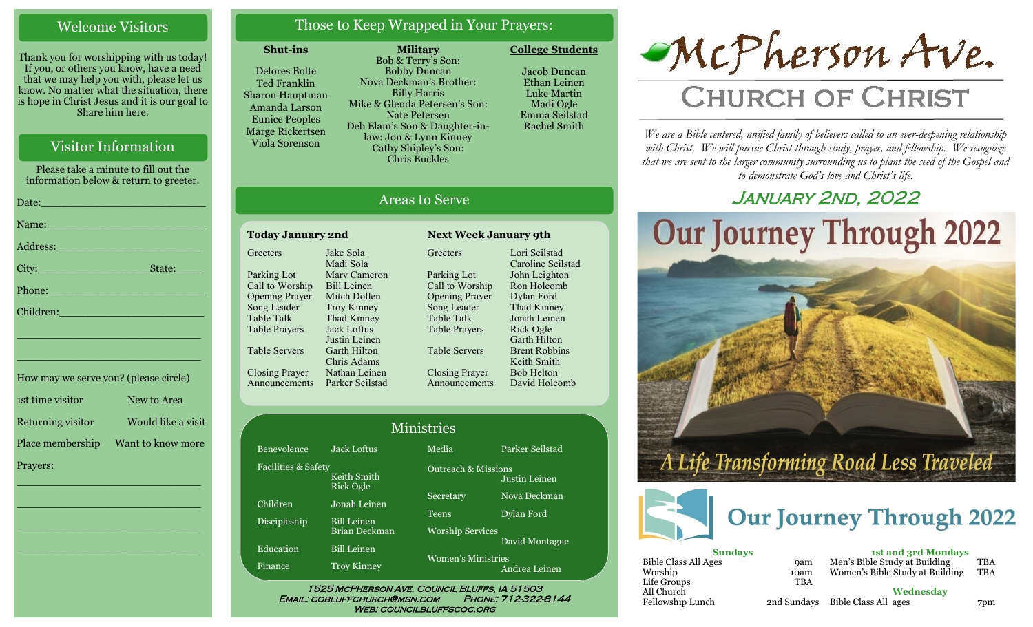## Welcome Visitors

Thank you for worshipping with us today! If you, or others you know, have a need that we may help you with, please let us know. No matter what the situation, there is hope in Christ Jesus and it is our goal to Share him here.

## Visitor Information

Please take a minute to fill out the information below & return to greeter.

Date:___________________________

Name:__________________________

Address:________________________

City:___________________State:_____

Phone:__________________________

Children:________________________

_______________________________

_______________________________

How may we serve you? (please circle)

1st time visitor — New to Area

Returning visitor — Would like a visit

Place membership — Want to know more

Prayers:

_______________________________

_______________________________

_______________________________

_______________________________

## Those to Keep Wrapped in Your Prayers:

**Shut-ins**

Delores Bolte
Ted Franklin
Sharon Hauptman
Amanda Larson
Eunice Peoples
Marge Rickertsen
Viola Sorenson

**Military**

Bob & Terry's Son: Bobby Duncan
Nova Deckman's Brother: Billy Harris
Mike & Glenda Petersen's Son: Nate Petersen
Deb Elam's Son & Daughter-in-law: Jon & Lynn Kinney
Cathy Shipley's Son: Chris Buckles

**College Students**

Jacob Duncan
Ethan Leinen
Luke Martin
Madi Ogle
Emma Seilstad
Rachel Smith

## Areas to Serve

**Today January 2nd**

| Role | Name |
|---|---|
| Greeters | Jake Sola, Madi Sola |
| Parking Lot | Marv Cameron |
| Call to Worship | Bill Leinen |
| Opening Prayer | Mitch Dollen |
| Song Leader | Troy Kinney |
| Table Talk | Thad Kinney |
| Table Prayers | Jack Loftus, Justin Leinen |
| Table Servers | Garth Hilton, Chris Adams |
| Closing Prayer | Nathan Leinen |
| Announcements | Parker Seilstad |

**Next Week January 9th**

| Role | Name |
|---|---|
| Greeters | Lori Seilstad, Caroline Seilstad |
| Parking Lot | John Leighton |
| Call to Worship | Ron Holcomb |
| Opening Prayer | Dylan Ford |
| Song Leader | Thad Kinney |
| Table Talk | Jonah Leinen |
| Table Prayers | Rick Ogle, Garth Hilton |
| Table Servers | Brent Robbins, Keith Smith |
| Closing Prayer | Bob Helton |
| Announcements | David Holcomb |

## Ministries

| Ministry | Leader | Ministry | Leader |
|---|---|---|---|
| Benevolence | Jack Loftus | Media | Parker Seilstad |
| Facilities & Safety | Keith Smith, Rick Ogle | Outreach & Missions | Justin Leinen |
| Children | Jonah Leinen | Secretary | Nova Deckman |
| Discipleship | Bill Leinen, Brian Deckman | Teens | Dylan Ford |
| Education | Bill Leinen | Worship Services | David Montague |
| Finance | Troy Kinney | Women's Ministries | Andrea Leinen |

1525 McPherson Ave. Council Bluffs, IA 51503
Email: cobluffchurch@msn.com Phone: 712-322-8144
Web: councilbluffscoc.org

# McPherson Ave. Church of Christ

*We are a Bible centered, unified family of believers called to an ever-deepening relationship with Christ. We will pursue Christ through study, prayer, and fellowship. We recognize that we are sent to the larger community surrounding us to plant the seed of the Gospel and to demonstrate God's love and Christ's life.*

## January 2nd, 2022

Our Journey Through 2022

A Life Transforming Road Less Traveled

## Our Journey Through 2022

**Sundays**

| | |
|---|---|
| Bible Class All Ages | 9am |
| Worship | 10am |
| Life Groups | TBA |
| All Church Fellowship Lunch | 2nd Sundays |

**1st and 3rd Mondays**

| | |
|---|---|
| Men's Bible Study at Building | TBA |
| Women's Bible Study at Building | TBA |

**Wednesday**

| | |
|---|---|
| Bible Class All ages | 7pm |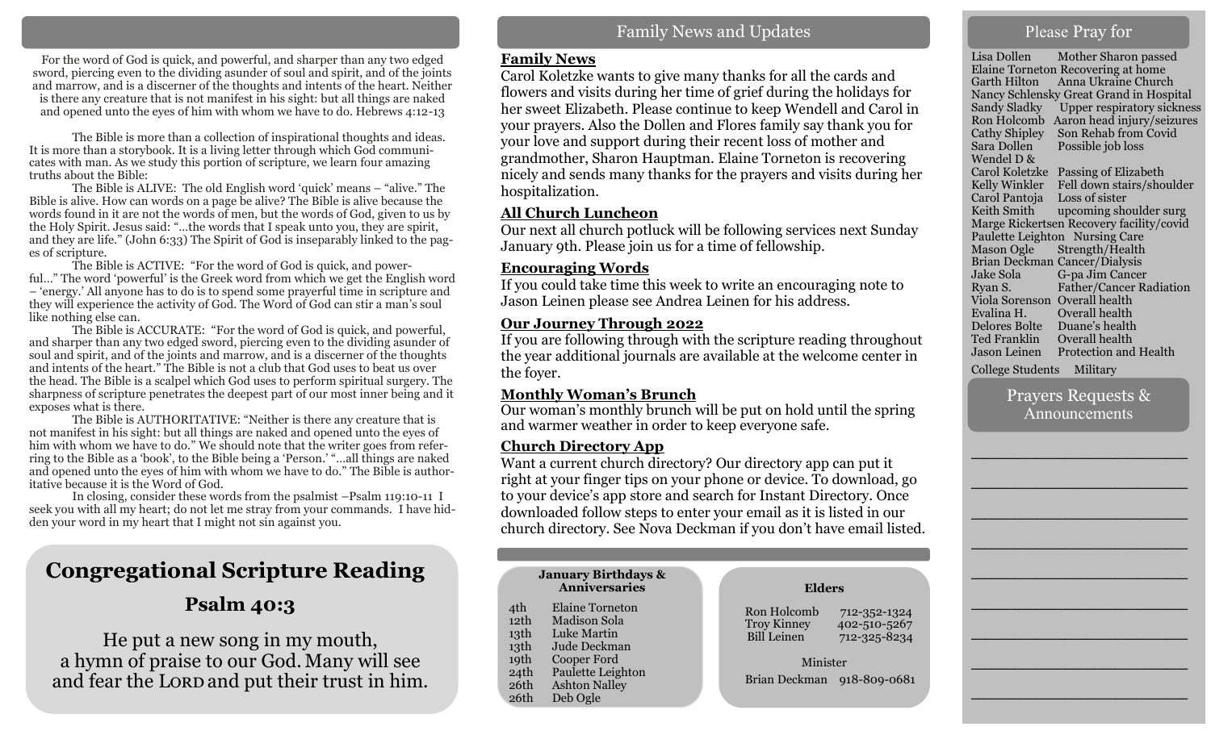For the word of God is quick, and powerful, and sharper than any two edged sword, piercing even to the dividing asunder of soul and spirit, and of the joints and marrow, and is a discerner of the thoughts and intents of the heart. Neither is there any creature that is not manifest in his sight: but all things are naked and opened unto the eyes of him with whom we have to do. Hebrews 4:12-13

The Bible is more than a collection of inspirational thoughts and ideas. It is more than a storybook. It is a living letter through which God communicates with man. As we study this portion of scripture, we learn four amazing truths about the Bible:

The Bible is ALIVE: The old English word 'quick' means – "alive." The Bible is alive. How can words on a page be alive? The Bible is alive because the words found in it are not the words of men, but the words of God, given to us by the Holy Spirit. Jesus said: "…the words that I speak unto you, they are spirit, and they are life." (John 6:33) The Spirit of God is inseparably linked to the pages of scripture.

The Bible is ACTIVE: "For the word of God is quick, and powerful…" The word 'powerful' is the Greek word from which we get the English word – 'energy.' All anyone has to do is to spend some prayerful time in scripture and they will experience the activity of God. The Word of God can stir a man's soul like nothing else can.

The Bible is ACCURATE: "For the word of God is quick, and powerful, and sharper than any two edged sword, piercing even to the dividing asunder of soul and spirit, and of the joints and marrow, and is a discerner of the thoughts and intents of the heart." The Bible is not a club that God uses to beat us over the head. The Bible is a scalpel which God uses to perform spiritual surgery. The sharpness of scripture penetrates the deepest part of our most inner being and it exposes what is there.

The Bible is AUTHORITATIVE: "Neither is there any creature that is not manifest in his sight: but all things are naked and opened unto the eyes of him with whom we have to do." We should note that the writer goes from referring to the Bible as a 'book', to the Bible being a 'Person.' "…all things are naked and opened unto the eyes of him with whom we have to do." The Bible is authoritative because it is the Word of God.

In closing, consider these words from the psalmist –Psalm 119:10-11 I seek you with all my heart; do not let me stray from your commands. I have hidden your word in my heart that I might not sin against you.

# Congregational Scripture Reading

## Psalm 40:3

He put a new song in my mouth,
a hymn of praise to our God. Many will see
and fear the LORD and put their trust in him.

# Family News and Updates

**Family News**

Carol Koletzke wants to give many thanks for all the cards and flowers and visits during her time of grief during the holidays for her sweet Elizabeth. Please continue to keep Wendell and Carol in your prayers. Also the Dollen and Flores family say thank you for your love and support during their recent loss of mother and grandmother, Sharon Hauptman. Elaine Torneton is recovering nicely and sends many thanks for the prayers and visits during her hospitalization.

**All Church Luncheon**

Our next all church potluck will be following services next Sunday January 9th. Please join us for a time of fellowship.

**Encouraging Words**

If you could take time this week to write an encouraging note to Jason Leinen please see Andrea Leinen for his address.

**Our Journey Through 2022**

If you are following through with the scripture reading throughout the year additional journals are available at the welcome center in the foyer.

**Monthly Woman's Brunch**

Our woman's monthly brunch will be put on hold until the spring and warmer weather in order to keep everyone safe.

**Church Directory App**

Want a current church directory? Our directory app can put it right at your finger tips on your phone or device. To download, go to your device's app store and search for Instant Directory. Once downloaded follow steps to enter your email as it is listed in our church directory. See Nova Deckman if you don't have email listed.

**January Birthdays & Anniversaries**

| | |
|---|---|
| 4th | Elaine Torneton |
| 12th | Madison Sola |
| 13th | Luke Martin |
| 13th | Jude Deckman |
| 19th | Cooper Ford |
| 24th | Paulette Leighton |
| 26th | Ashton Nalley |
| 26th | Deb Ogle |

**Elders**

| | |
|---|---|
| Ron Holcomb | 712-352-1324 |
| Troy Kinney | 402-510-5267 |
| Bill Leinen | 712-325-8234 |

Minister

Brian Deckman 918-809-0681

# Please Pray for

| | |
|---|---|
| Lisa Dollen | Mother Sharon passed |
| Elaine Torneton | Recovering at home |
| Garth Hilton | Anna Ukraine Church |
| Nancy Schlensky | Great Grand in Hospital |
| Sandy Sladky | Upper respiratory sickness |
| Ron Holcomb | Aaron head injury/seizures |
| Cathy Shipley | Son Rehab from Covid |
| Sara Dollen | Possible job loss |
| Wendel D & Carol Koletzke | Passing of Elizabeth |
| Kelly Winkler | Fell down stairs/shoulder |
| Carol Pantoja | Loss of sister |
| Keith Smith | upcoming shoulder surg |
| Marge Rickertsen | Recovery facility/covid |
| Paulette Leighton | Nursing Care |
| Mason Ogle | Strength/Health |
| Brian Deckman | Cancer/Dialysis |
| Jake Sola | G-pa Jim Cancer |
| Ryan S. | Father/Cancer Radiation |
| Viola Sorenson | Overall health |
| Evalina H. | Overall health |
| Delores Bolte | Duane's health |
| Ted Franklin | Overall health |
| Jason Leinen | Protection and Health |
| College Students | Military |

# Prayers Requests & Announcements

________________________

________________________

________________________

________________________

________________________

________________________

________________________

________________________

________________________